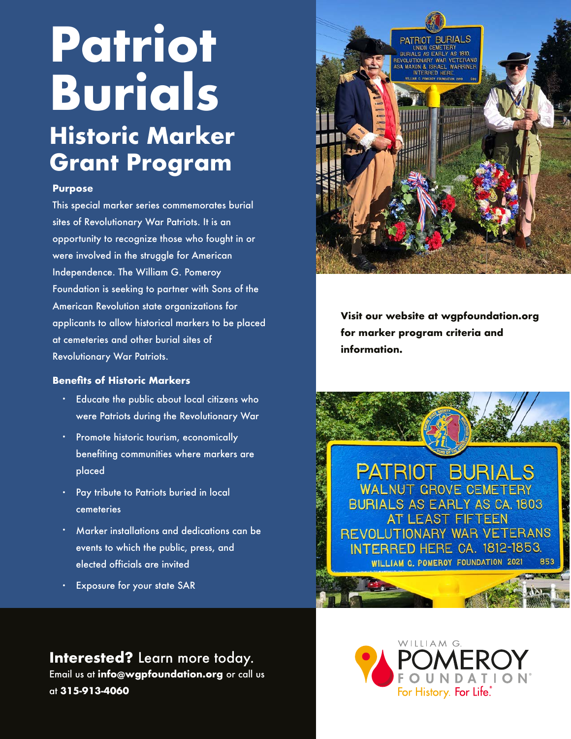# Patriot Burials

## Historic Marker Grant Program

### Purpose

This special marker series commemorates burial sites of Revolutionary War Patriots. It is an opportunity to recognize those who fought in or were involved in the struggle for American Independence. The William G. Pomeroy Foundation is seeking to partner with Sons of the American Revolution state organizations for applicants to allow historical markers to be placed at cemeteries and other burial sites of Revolutionary War Patriots.

### Benefits of Historic Markers

- Educate the public about local citizens who were Patriots during the Revolutionary War
- Promote historic tourism, economically benefiting communities where markers are placed
- Pay tribute to Patriots buried in local cemeteries
- Marker installations and dedications can be events to which the public, press, and elected officials are invited
- Exposure for your state SAR

**Visit our website at wgpfoundation.org for marker program criteria and information.**

**Interested?** Learn more today.
Email us at **info@wgpfoundation.org** or call us at **315-913-4060**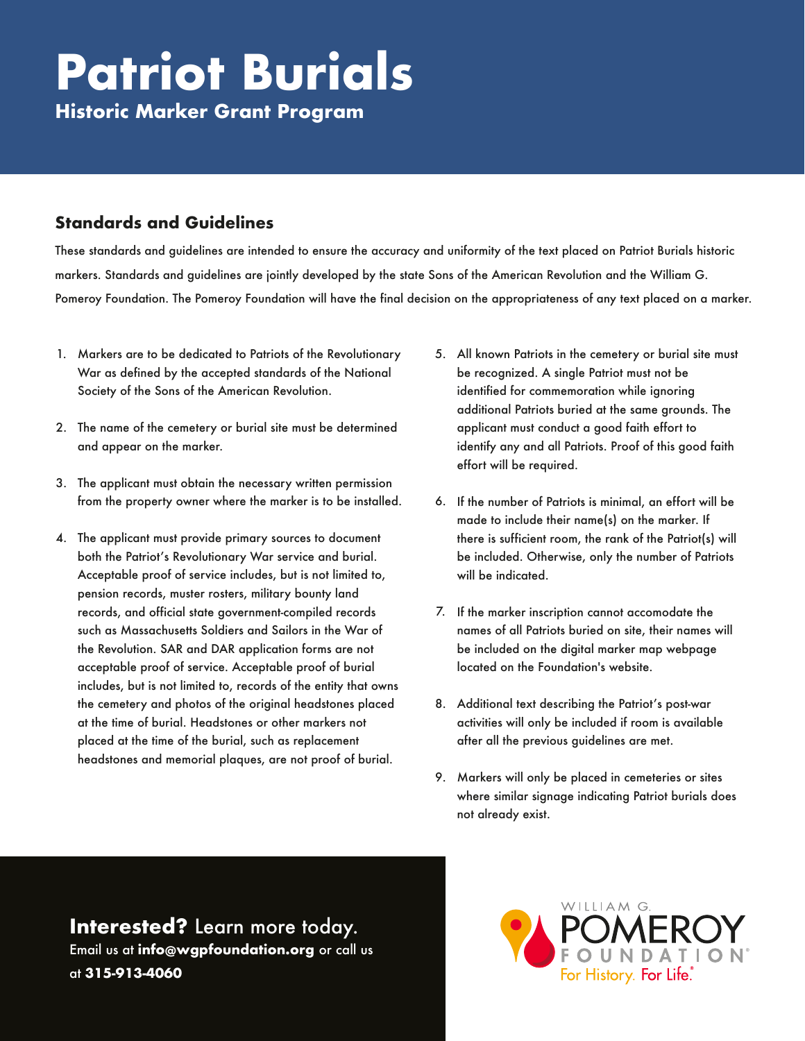# Patriot Burials

## Historic Marker Grant Program

### Standards and Guidelines

These standards and guidelines are intended to ensure the accuracy and uniformity of the text placed on Patriot Burials historic markers. Standards and guidelines are jointly developed by the state Sons of the American Revolution and the William G. Pomeroy Foundation. The Pomeroy Foundation will have the final decision on the appropriateness of any text placed on a marker.

1. Markers are to be dedicated to Patriots of the Revolutionary War as defined by the accepted standards of the National Society of the Sons of the American Revolution.
2. The name of the cemetery or burial site must be determined and appear on the marker.
3. The applicant must obtain the necessary written permission from the property owner where the marker is to be installed.
4. The applicant must provide primary sources to document both the Patriot's Revolutionary War service and burial. Acceptable proof of service includes, but is not limited to, pension records, muster rosters, military bounty land records, and official state government-compiled records such as Massachusetts Soldiers and Sailors in the War of the Revolution. SAR and DAR application forms are not acceptable proof of service. Acceptable proof of burial includes, but is not limited to, records of the entity that owns the cemetery and photos of the original headstones placed at the time of burial. Headstones or other markers not placed at the time of the burial, such as replacement headstones and memorial plaques, are not proof of burial.
5. All known Patriots in the cemetery or burial site must be recognized. A single Patriot must not be identified for commemoration while ignoring additional Patriots buried at the same grounds. The applicant must conduct a good faith effort to identify any and all Patriots. Proof of this good faith effort will be required.
6. If the number of Patriots is minimal, an effort will be made to include their name(s) on the marker. If there is sufficient room, the rank of the Patriot(s) will be included. Otherwise, only the number of Patriots will be indicated.
7. If the marker inscription cannot accomodate the names of all Patriots buried on site, their names will be included on the digital marker map webpage located on the Foundation's website.
8. Additional text describing the Patriot's post-war activities will only be included if room is available after all the previous guidelines are met.
9. Markers will only be placed in cemeteries or sites where similar signage indicating Patriot burials does not already exist.

**Interested?** Learn more today.
Email us at **info@wgpfoundation.org** or call us at **315-913-4060**

WILLIAM G. POMEROY FOUNDATION®
For History. For Life.®